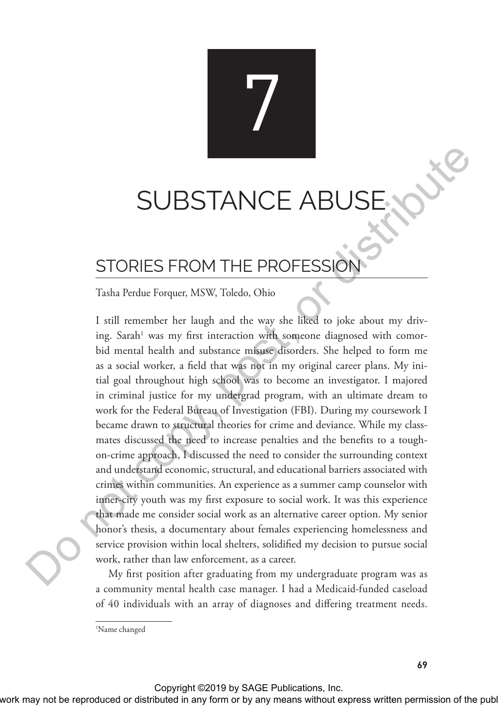# 7

# SUBSTANCE ABUSE

## STORIES FROM THE PROFESSION

Tasha Perdue Forquer, MSW, Toledo, Ohio

I still remember her laugh and the way she liked to joke about my driving. Sarah[1] was my first interaction with someone diagnosed with comorbid mental health and substance misuse disorders. She helped to form me as a social worker, a field that was not in my original career plans. My initial goal throughout high school was to become an investigator. I majored in criminal justice for my undergrad program, with an ultimate dream to work for the Federal Bureau of Investigation (FBI). During my coursework I became drawn to structural theories for crime and deviance. While my classmates discussed the need to increase penalties and the benefits to a tough-on-crime approach, I discussed the need to consider the surrounding context and understand economic, structural, and educational barriers associated with crimes within communities. An experience as a summer camp counselor with inner-city youth was my first exposure to social work. It was this experience that made me consider social work as an alternative career option. My senior honor's thesis, a documentary about females experiencing homelessness and service provision within local shelters, solidified my decision to pursue social work, rather than law enforcement, as a career.

My first position after graduating from my undergraduate program was as a community mental health case manager. I had a Medicaid-funded caseload of 40 individuals with an array of diagnoses and differing treatment needs.

[1] Name changed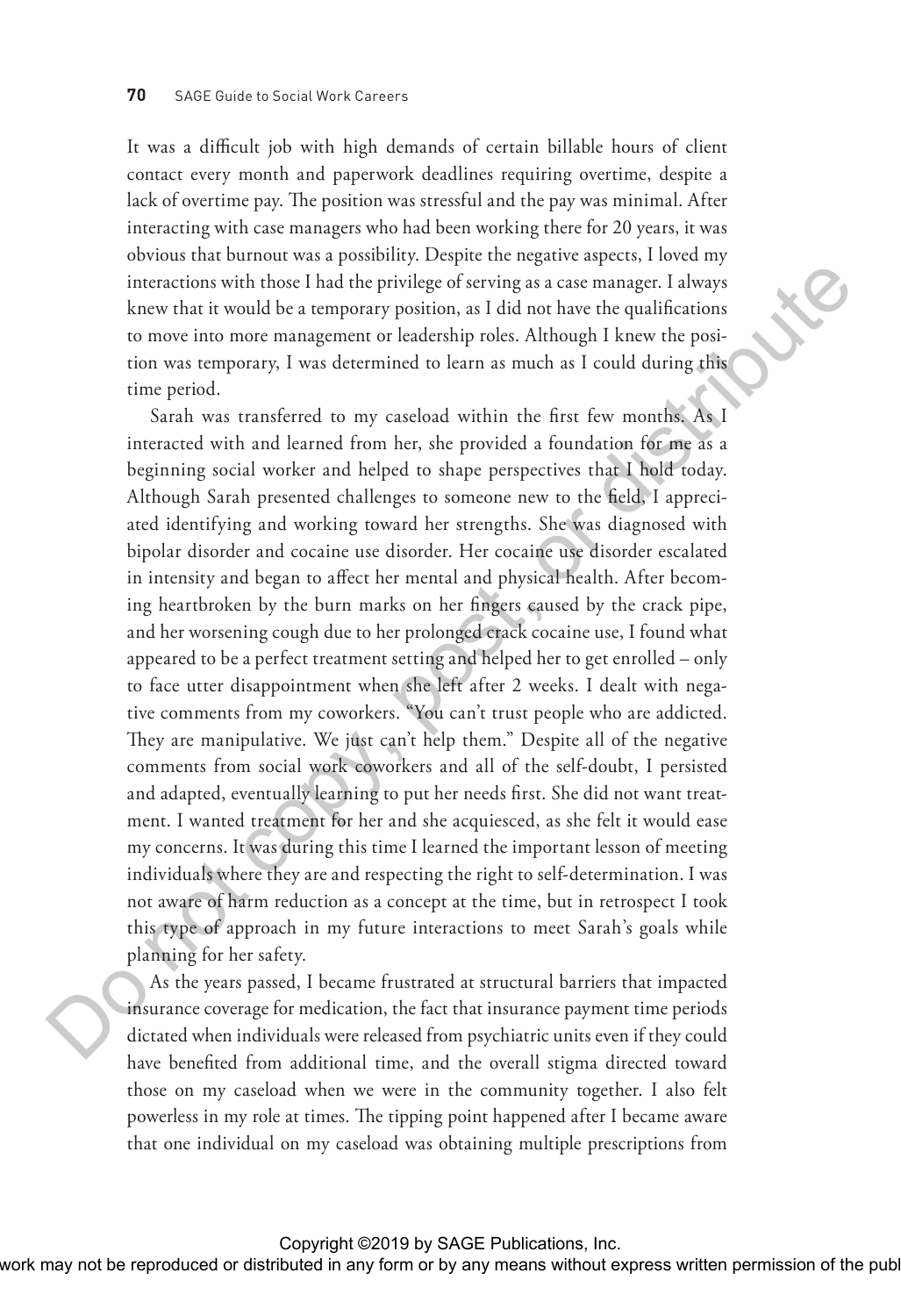It was a difficult job with high demands of certain billable hours of client contact every month and paperwork deadlines requiring overtime, despite a lack of overtime pay. The position was stressful and the pay was minimal. After interacting with case managers who had been working there for 20 years, it was obvious that burnout was a possibility. Despite the negative aspects, I loved my interactions with those I had the privilege of serving as a case manager. I always knew that it would be a temporary position, as I did not have the qualifications to move into more management or leadership roles. Although I knew the position was temporary, I was determined to learn as much as I could during this time period.

Sarah was transferred to my caseload within the first few months. As I interacted with and learned from her, she provided a foundation for me as a beginning social worker and helped to shape perspectives that I hold today. Although Sarah presented challenges to someone new to the field, I appreciated identifying and working toward her strengths. She was diagnosed with bipolar disorder and cocaine use disorder. Her cocaine use disorder escalated in intensity and began to affect her mental and physical health. After becoming heartbroken by the burn marks on her fingers caused by the crack pipe, and her worsening cough due to her prolonged crack cocaine use, I found what appeared to be a perfect treatment setting and helped her to get enrolled – only to face utter disappointment when she left after 2 weeks. I dealt with negative comments from my coworkers. "You can't trust people who are addicted. They are manipulative. We just can't help them." Despite all of the negative comments from social work coworkers and all of the self-doubt, I persisted and adapted, eventually learning to put her needs first. She did not want treatment. I wanted treatment for her and she acquiesced, as she felt it would ease my concerns. It was during this time I learned the important lesson of meeting individuals where they are and respecting the right to self-determination. I was not aware of harm reduction as a concept at the time, but in retrospect I took this type of approach in my future interactions to meet Sarah's goals while planning for her safety.

As the years passed, I became frustrated at structural barriers that impacted insurance coverage for medication, the fact that insurance payment time periods dictated when individuals were released from psychiatric units even if they could have benefited from additional time, and the overall stigma directed toward those on my caseload when we were in the community together. I also felt powerless in my role at times. The tipping point happened after I became aware that one individual on my caseload was obtaining multiple prescriptions from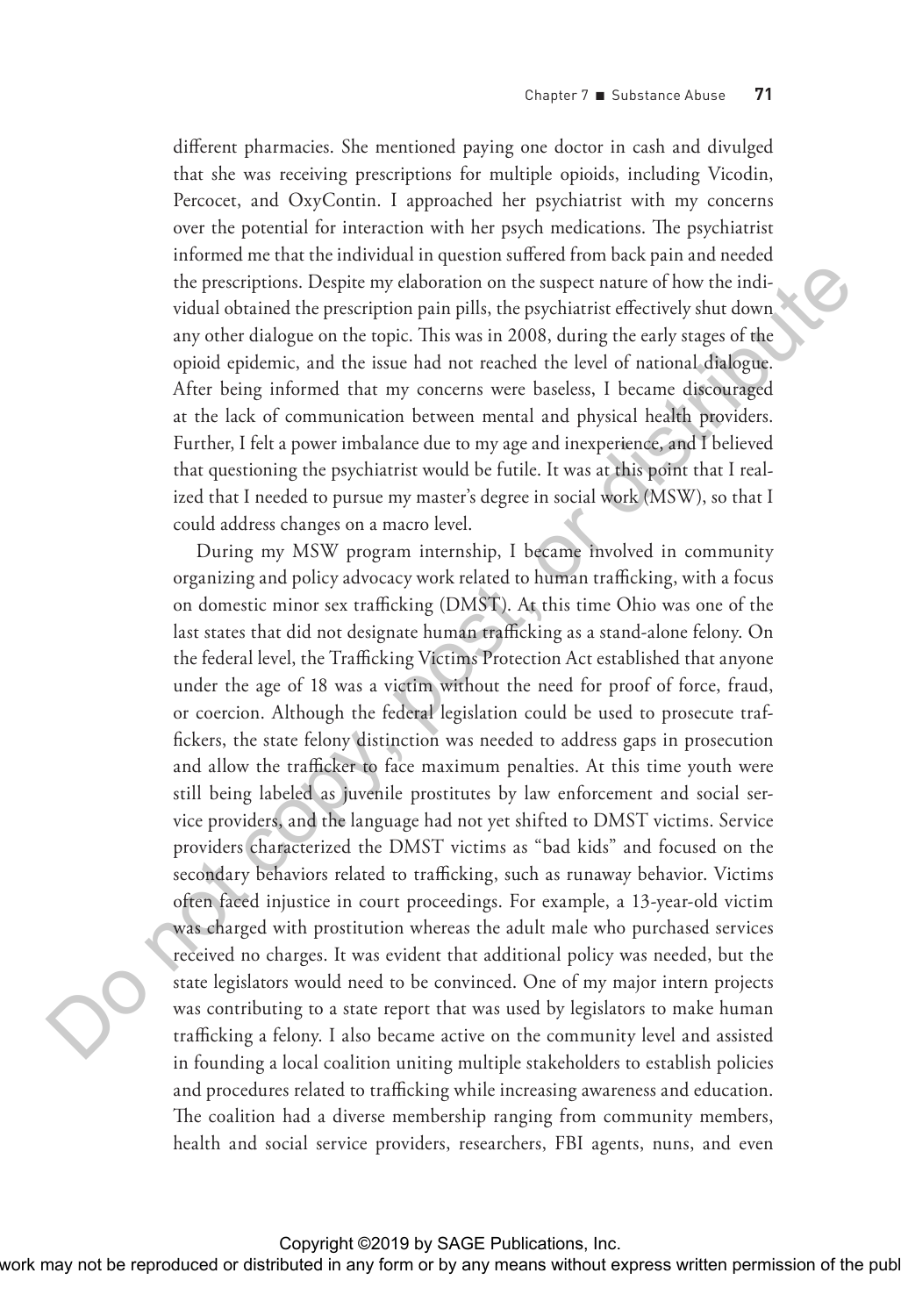different pharmacies. She mentioned paying one doctor in cash and divulged that she was receiving prescriptions for multiple opioids, including Vicodin, Percocet, and OxyContin. I approached her psychiatrist with my concerns over the potential for interaction with her psych medications. The psychiatrist informed me that the individual in question suffered from back pain and needed the prescriptions. Despite my elaboration on the suspect nature of how the individual obtained the prescription pain pills, the psychiatrist effectively shut down any other dialogue on the topic. This was in 2008, during the early stages of the opioid epidemic, and the issue had not reached the level of national dialogue. After being informed that my concerns were baseless, I became discouraged at the lack of communication between mental and physical health providers. Further, I felt a power imbalance due to my age and inexperience, and I believed that questioning the psychiatrist would be futile. It was at this point that I realized that I needed to pursue my master's degree in social work (MSW), so that I could address changes on a macro level.

During my MSW program internship, I became involved in community organizing and policy advocacy work related to human trafficking, with a focus on domestic minor sex trafficking (DMST). At this time Ohio was one of the last states that did not designate human trafficking as a stand-alone felony. On the federal level, the Trafficking Victims Protection Act established that anyone under the age of 18 was a victim without the need for proof of force, fraud, or coercion. Although the federal legislation could be used to prosecute traffickers, the state felony distinction was needed to address gaps in prosecution and allow the trafficker to face maximum penalties. At this time youth were still being labeled as juvenile prostitutes by law enforcement and social service providers, and the language had not yet shifted to DMST victims. Service providers characterized the DMST victims as "bad kids" and focused on the secondary behaviors related to trafficking, such as runaway behavior. Victims often faced injustice in court proceedings. For example, a 13-year-old victim was charged with prostitution whereas the adult male who purchased services received no charges. It was evident that additional policy was needed, but the state legislators would need to be convinced. One of my major intern projects was contributing to a state report that was used by legislators to make human trafficking a felony. I also became active on the community level and assisted in founding a local coalition uniting multiple stakeholders to establish policies and procedures related to trafficking while increasing awareness and education. The coalition had a diverse membership ranging from community members, health and social service providers, researchers, FBI agents, nuns, and even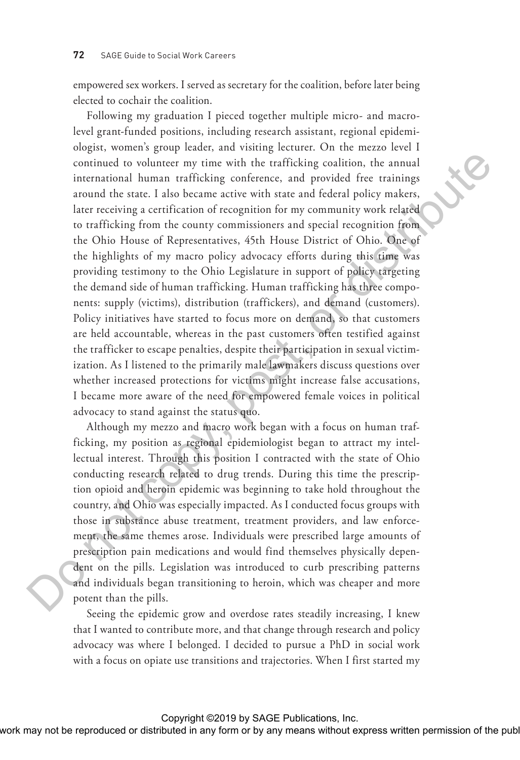empowered sex workers. I served as secretary for the coalition, before later being elected to cochair the coalition.

Following my graduation I pieced together multiple micro- and macro-level grant-funded positions, including research assistant, regional epidemiologist, women's group leader, and visiting lecturer. On the mezzo level I continued to volunteer my time with the trafficking coalition, the annual international human trafficking conference, and provided free trainings around the state. I also became active with state and federal policy makers, later receiving a certification of recognition for my community work related to trafficking from the county commissioners and special recognition from the Ohio House of Representatives, 45th House District of Ohio. One of the highlights of my macro policy advocacy efforts during this time was providing testimony to the Ohio Legislature in support of policy targeting the demand side of human trafficking. Human trafficking has three components: supply (victims), distribution (traffickers), and demand (customers). Policy initiatives have started to focus more on demand, so that customers are held accountable, whereas in the past customers often testified against the trafficker to escape penalties, despite their participation in sexual victimization. As I listened to the primarily male lawmakers discuss questions over whether increased protections for victims might increase false accusations, I became more aware of the need for empowered female voices in political advocacy to stand against the status quo.

Although my mezzo and macro work began with a focus on human trafficking, my position as regional epidemiologist began to attract my intellectual interest. Through this position I contracted with the state of Ohio conducting research related to drug trends. During this time the prescription opioid and heroin epidemic was beginning to take hold throughout the country, and Ohio was especially impacted. As I conducted focus groups with those in substance abuse treatment, treatment providers, and law enforcement, the same themes arose. Individuals were prescribed large amounts of prescription pain medications and would find themselves physically dependent on the pills. Legislation was introduced to curb prescribing patterns and individuals began transitioning to heroin, which was cheaper and more potent than the pills.

Seeing the epidemic grow and overdose rates steadily increasing, I knew that I wanted to contribute more, and that change through research and policy advocacy was where I belonged. I decided to pursue a PhD in social work with a focus on opiate use transitions and trajectories. When I first started my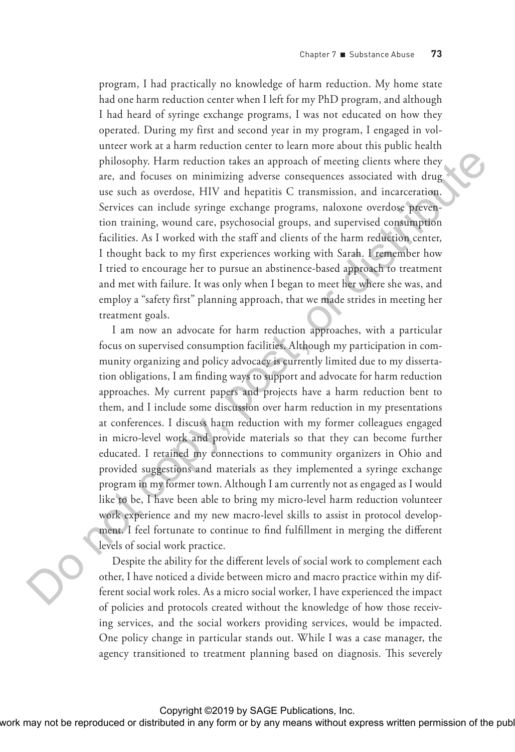program, I had practically no knowledge of harm reduction. My home state had one harm reduction center when I left for my PhD program, and although I had heard of syringe exchange programs, I was not educated on how they operated. During my first and second year in my program, I engaged in volunteer work at a harm reduction center to learn more about this public health philosophy. Harm reduction takes an approach of meeting clients where they are, and focuses on minimizing adverse consequences associated with drug use such as overdose, HIV and hepatitis C transmission, and incarceration. Services can include syringe exchange programs, naloxone overdose prevention training, wound care, psychosocial groups, and supervised consumption facilities. As I worked with the staff and clients of the harm reduction center, I thought back to my first experiences working with Sarah. I remember how I tried to encourage her to pursue an abstinence-based approach to treatment and met with failure. It was only when I began to meet her where she was, and employ a "safety first" planning approach, that we made strides in meeting her treatment goals.

I am now an advocate for harm reduction approaches, with a particular focus on supervised consumption facilities. Although my participation in community organizing and policy advocacy is currently limited due to my dissertation obligations, I am finding ways to support and advocate for harm reduction approaches. My current papers and projects have a harm reduction bent to them, and I include some discussion over harm reduction in my presentations at conferences. I discuss harm reduction with my former colleagues engaged in micro-level work and provide materials so that they can become further educated. I retained my connections to community organizers in Ohio and provided suggestions and materials as they implemented a syringe exchange program in my former town. Although I am currently not as engaged as I would like to be, I have been able to bring my micro-level harm reduction volunteer work experience and my new macro-level skills to assist in protocol development. I feel fortunate to continue to find fulfillment in merging the different levels of social work practice.

Despite the ability for the different levels of social work to complement each other, I have noticed a divide between micro and macro practice within my different social work roles. As a micro social worker, I have experienced the impact of policies and protocols created without the knowledge of how those receiving services, and the social workers providing services, would be impacted. One policy change in particular stands out. While I was a case manager, the agency transitioned to treatment planning based on diagnosis. This severely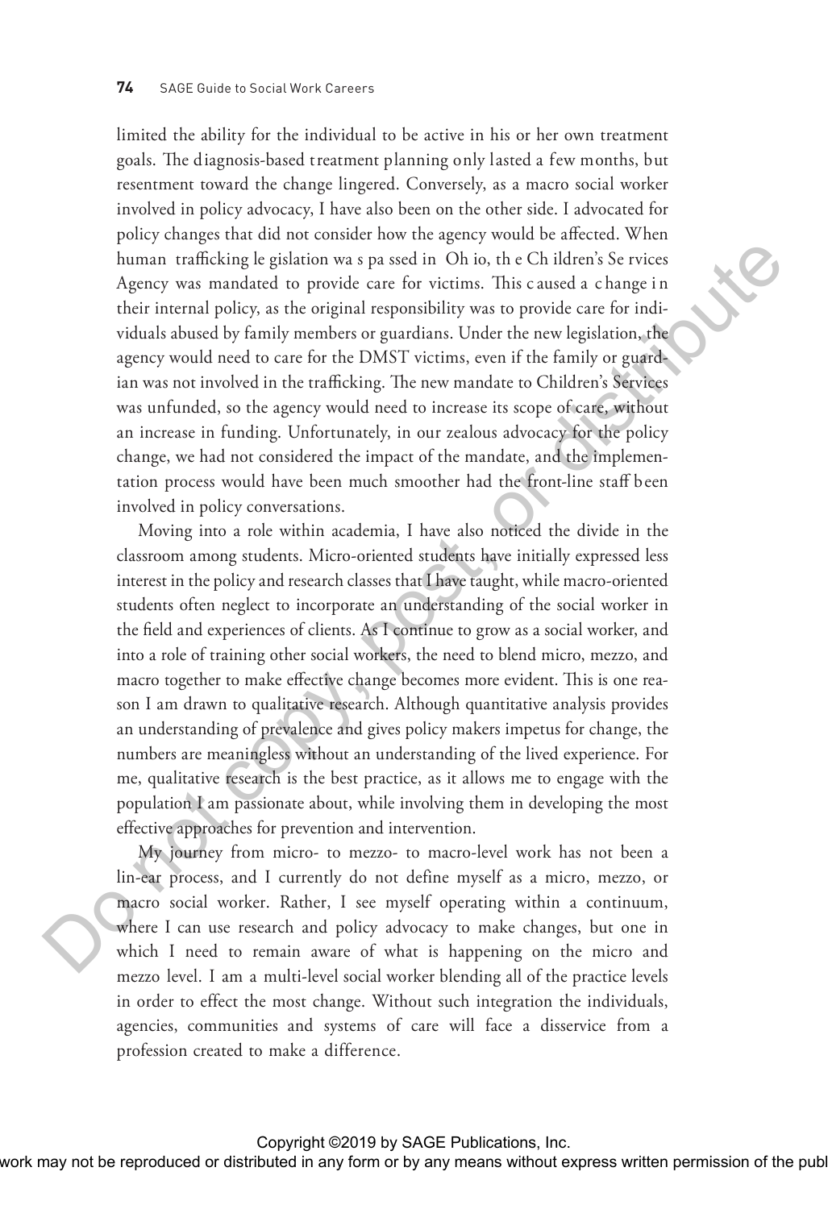limited the ability for the individual to be active in his or her own treatment goals. The diagnosis-based treatment planning only lasted a few months, but resentment toward the change lingered. Conversely, as a macro social worker involved in policy advocacy, I have also been on the other side. I advocated for policy changes that did not consider how the agency would be affected. When human trafficking legislation was passed in Ohio, the Children's Services Agency was mandated to provide care for victims. This caused a change in their internal policy, as the original responsibility was to provide care for individuals abused by family members or guardians. Under the new legislation, the agency would need to care for the DMST victims, even if the family or guardian was not involved in the trafficking. The new mandate to Children's Services was unfunded, so the agency would need to increase its scope of care, without an increase in funding. Unfortunately, in our zealous advocacy for the policy change, we had not considered the impact of the mandate, and the implementation process would have been much smoother had the front-line staff been involved in policy conversations.

Moving into a role within academia, I have also noticed the divide in the classroom among students. Micro-oriented students have initially expressed less interest in the policy and research classes that I have taught, while macro-oriented students often neglect to incorporate an understanding of the social worker in the field and experiences of clients. As I continue to grow as a social worker, and into a role of training other social workers, the need to blend micro, mezzo, and macro together to make effective change becomes more evident. This is one reason I am drawn to qualitative research. Although quantitative analysis provides an understanding of prevalence and gives policy makers impetus for change, the numbers are meaningless without an understanding of the lived experience. For me, qualitative research is the best practice, as it allows me to engage with the population I am passionate about, while involving them in developing the most effective approaches for prevention and intervention.

My journey from micro- to mezzo- to macro-level work has not been a lin-ear process, and I currently do not define myself as a micro, mezzo, or macro social worker. Rather, I see myself operating within a continuum, where I can use research and policy advocacy to make changes, but one in which I need to remain aware of what is happening on the micro and mezzo level. I am a multi-level social worker blending all of the practice levels in order to effect the most change. Without such integration the individuals, agencies, communities and systems of care will face a disservice from a profession created to make a difference.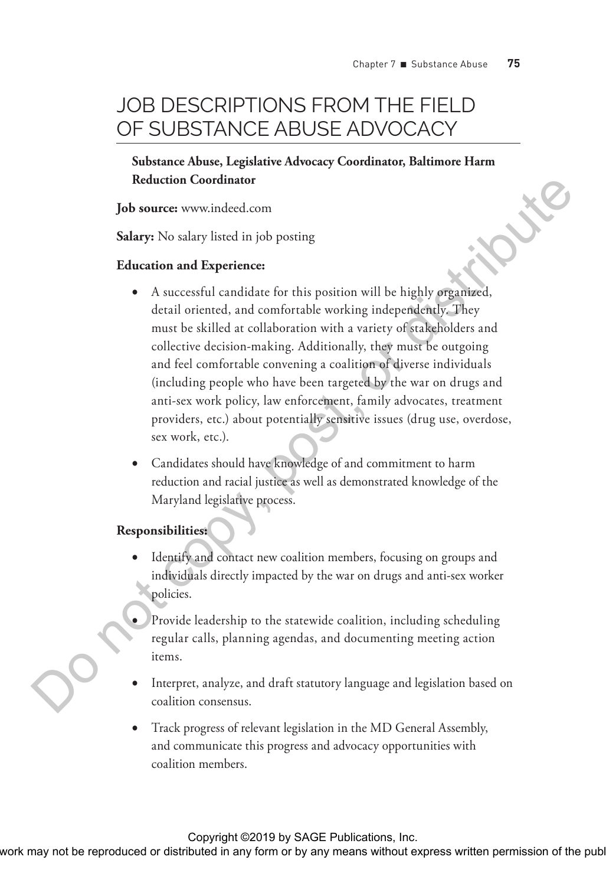# JOB DESCRIPTIONS FROM THE FIELD OF SUBSTANCE ABUSE ADVOCACY

**Substance Abuse, Legislative Advocacy Coordinator, Baltimore Harm Reduction Coordinator**

**Job source:** www.indeed.com

**Salary:** No salary listed in job posting

**Education and Experience:**

- A successful candidate for this position will be highly organized, detail oriented, and comfortable working independently. They must be skilled at collaboration with a variety of stakeholders and collective decision-making. Additionally, they must be outgoing and feel comfortable convening a coalition of diverse individuals (including people who have been targeted by the war on drugs and anti-sex work policy, law enforcement, family advocates, treatment providers, etc.) about potentially sensitive issues (drug use, overdose, sex work, etc.).
- Candidates should have knowledge of and commitment to harm reduction and racial justice as well as demonstrated knowledge of the Maryland legislative process.

**Responsibilities:**

- Identify and contact new coalition members, focusing on groups and individuals directly impacted by the war on drugs and anti-sex worker policies.
- Provide leadership to the statewide coalition, including scheduling regular calls, planning agendas, and documenting meeting action items.
- Interpret, analyze, and draft statutory language and legislation based on coalition consensus.
- Track progress of relevant legislation in the MD General Assembly, and communicate this progress and advocacy opportunities with coalition members.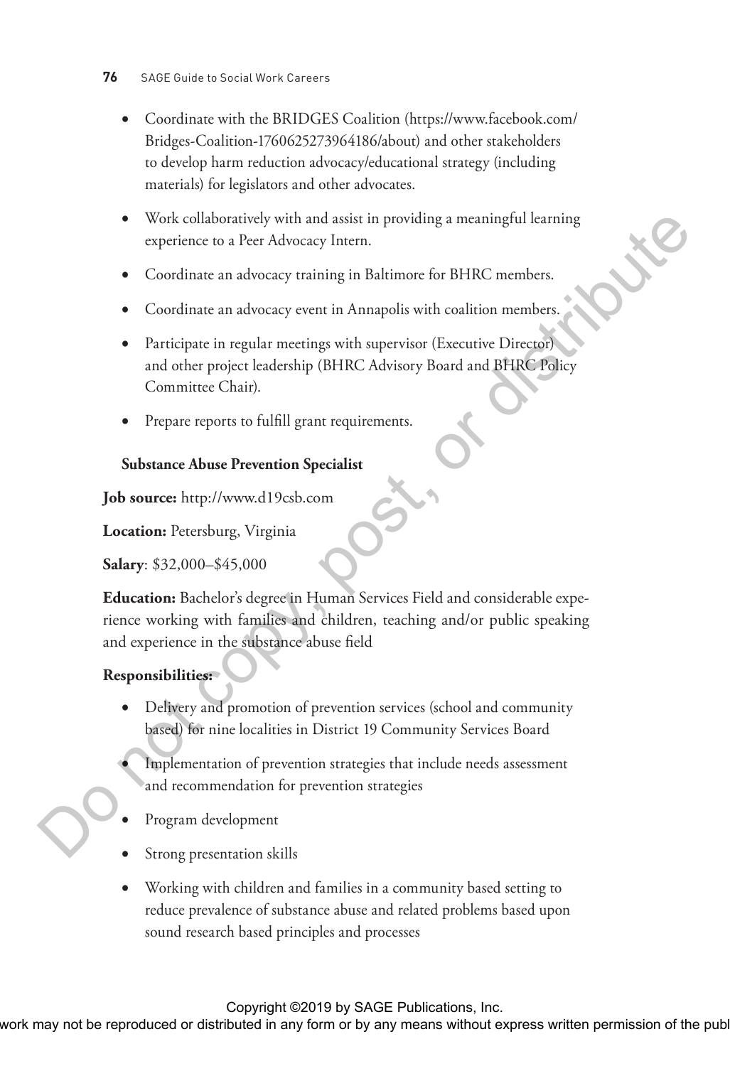- Coordinate with the BRIDGES Coalition (https://www.facebook.com/Bridges-Coalition-1760625273964186/about) and other stakeholders to develop harm reduction advocacy/educational strategy (including materials) for legislators and other advocates.
- Work collaboratively with and assist in providing a meaningful learning experience to a Peer Advocacy Intern.
- Coordinate an advocacy training in Baltimore for BHRC members.
- Coordinate an advocacy event in Annapolis with coalition members.
- Participate in regular meetings with supervisor (Executive Director) and other project leadership (BHRC Advisory Board and BHRC Policy Committee Chair).
- Prepare reports to fulfill grant requirements.

**Substance Abuse Prevention Specialist**

**Job source:** http://www.d19csb.com

**Location:** Petersburg, Virginia

**Salary**: $32,000–$45,000

**Education:** Bachelor's degree in Human Services Field and considerable experience working with families and children, teaching and/or public speaking and experience in the substance abuse field

**Responsibilities:**

- Delivery and promotion of prevention services (school and community based) for nine localities in District 19 Community Services Board
- Implementation of prevention strategies that include needs assessment and recommendation for prevention strategies
- Program development
- Strong presentation skills
- Working with children and families in a community based setting to reduce prevalence of substance abuse and related problems based upon sound research based principles and processes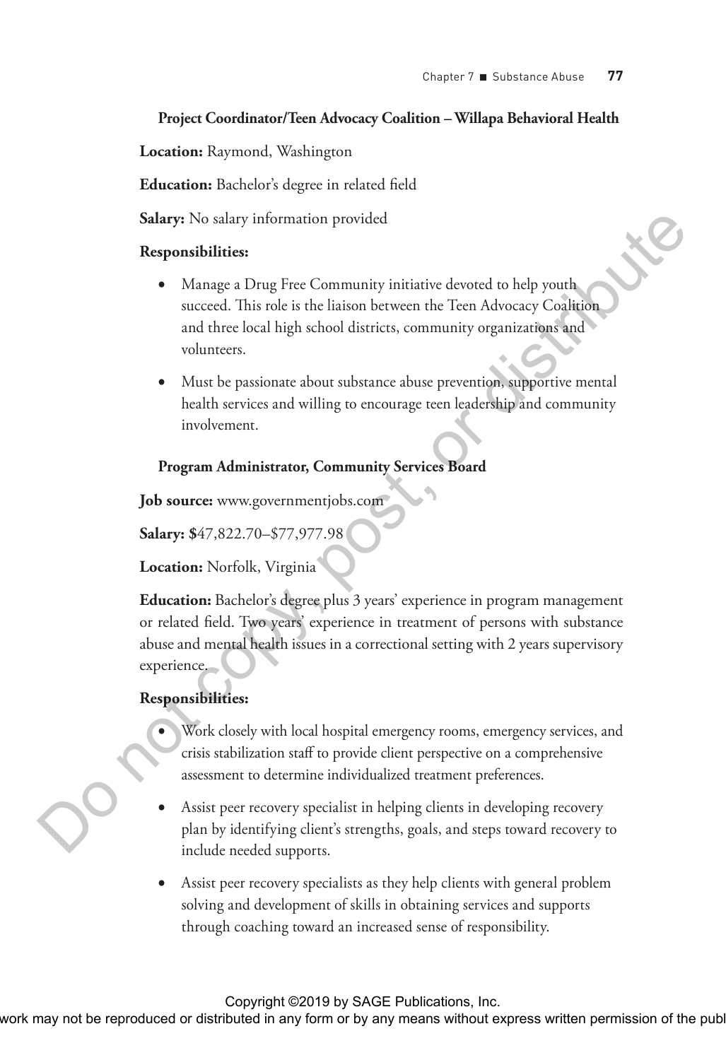**Project Coordinator/Teen Advocacy Coalition – Willapa Behavioral Health**

**Location:** Raymond, Washington

**Education:** Bachelor's degree in related field

**Salary:** No salary information provided

**Responsibilities:**

- Manage a Drug Free Community initiative devoted to help youth succeed. This role is the liaison between the Teen Advocacy Coalition and three local high school districts, community organizations and volunteers.
- Must be passionate about substance abuse prevention, supportive mental health services and willing to encourage teen leadership and community involvement.

**Program Administrator, Community Services Board**

**Job source:** www.governmentjobs.com

**Salary:** $47,822.70–$77,977.98

**Location:** Norfolk, Virginia

**Education:** Bachelor's degree plus 3 years' experience in program management or related field. Two years' experience in treatment of persons with substance abuse and mental health issues in a correctional setting with 2 years supervisory experience.

**Responsibilities:**

- Work closely with local hospital emergency rooms, emergency services, and crisis stabilization staff to provide client perspective on a comprehensive assessment to determine individualized treatment preferences.
- Assist peer recovery specialist in helping clients in developing recovery plan by identifying client's strengths, goals, and steps toward recovery to include needed supports.
- Assist peer recovery specialists as they help clients with general problem solving and development of skills in obtaining services and supports through coaching toward an increased sense of responsibility.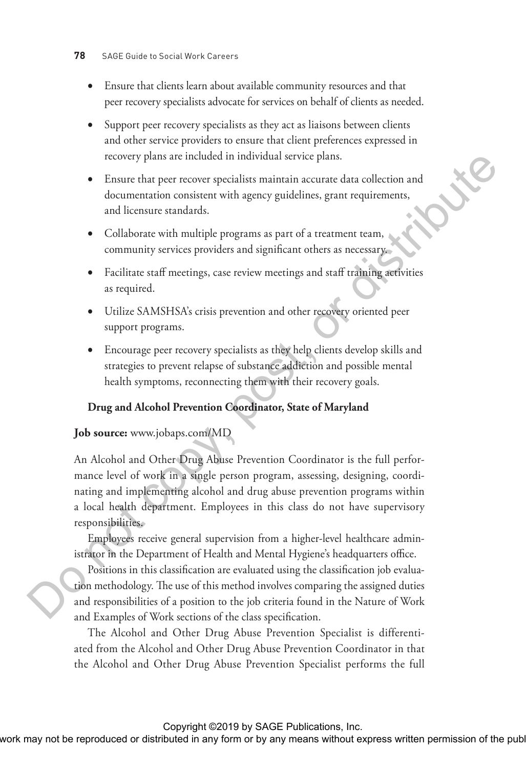- Ensure that clients learn about available community resources and that peer recovery specialists advocate for services on behalf of clients as needed.
- Support peer recovery specialists as they act as liaisons between clients and other service providers to ensure that client preferences expressed in recovery plans are included in individual service plans.
- Ensure that peer recover specialists maintain accurate data collection and documentation consistent with agency guidelines, grant requirements, and licensure standards.
- Collaborate with multiple programs as part of a treatment team, community services providers and significant others as necessary.
- Facilitate staff meetings, case review meetings and staff training activities as required.
- Utilize SAMSHSA's crisis prevention and other recovery oriented peer support programs.
- Encourage peer recovery specialists as they help clients develop skills and strategies to prevent relapse of substance addiction and possible mental health symptoms, reconnecting them with their recovery goals.

**Drug and Alcohol Prevention Coordinator, State of Maryland**

**Job source:** www.jobaps.com/MD

An Alcohol and Other Drug Abuse Prevention Coordinator is the full performance level of work in a single person program, assessing, designing, coordinating and implementing alcohol and drug abuse prevention programs within a local health department. Employees in this class do not have supervisory responsibilities.

Employees receive general supervision from a higher-level healthcare administrator in the Department of Health and Mental Hygiene's headquarters office.

Positions in this classification are evaluated using the classification job evaluation methodology. The use of this method involves comparing the assigned duties and responsibilities of a position to the job criteria found in the Nature of Work and Examples of Work sections of the class specification.

The Alcohol and Other Drug Abuse Prevention Specialist is differentiated from the Alcohol and Other Drug Abuse Prevention Coordinator in that the Alcohol and Other Drug Abuse Prevention Specialist performs the full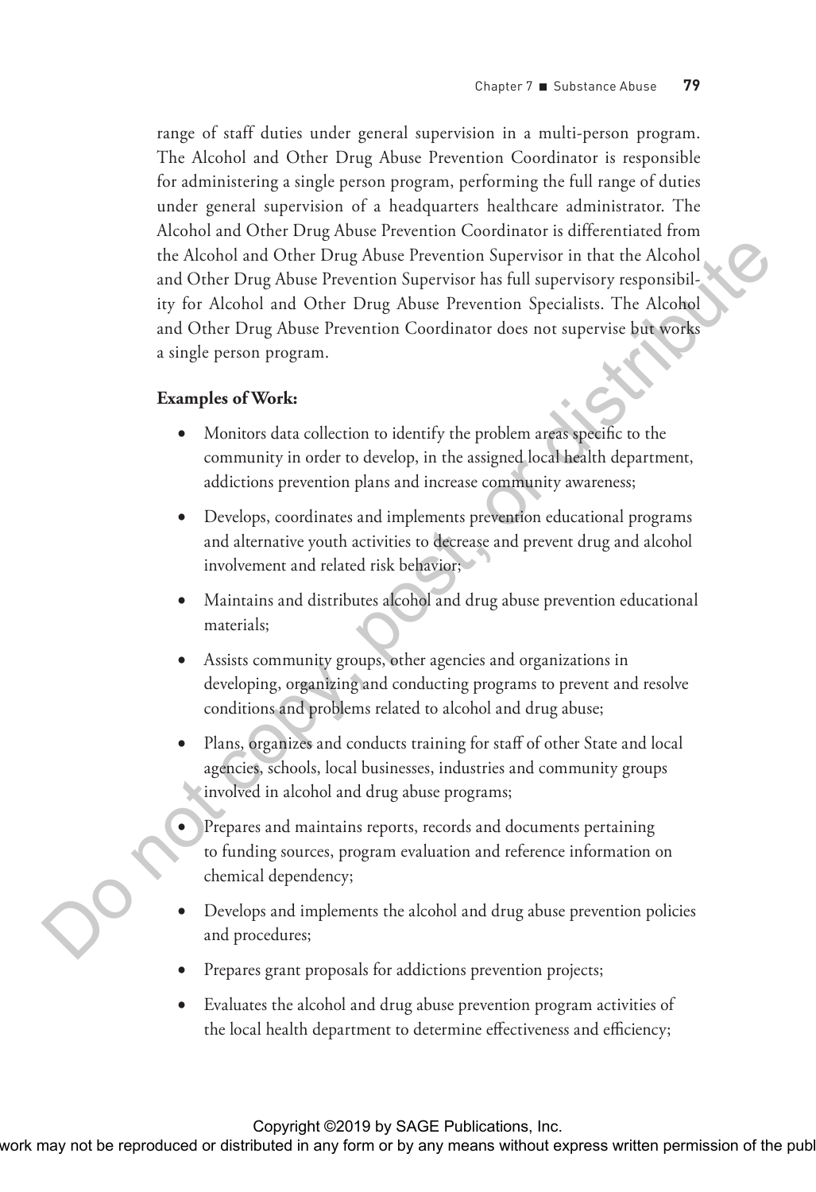range of staff duties under general supervision in a multi-person program. The Alcohol and Other Drug Abuse Prevention Coordinator is responsible for administering a single person program, performing the full range of duties under general supervision of a headquarters healthcare administrator. The Alcohol and Other Drug Abuse Prevention Coordinator is differentiated from the Alcohol and Other Drug Abuse Prevention Supervisor in that the Alcohol and Other Drug Abuse Prevention Supervisor has full supervisory responsibility for Alcohol and Other Drug Abuse Prevention Specialists. The Alcohol and Other Drug Abuse Prevention Coordinator does not supervise but works a single person program.

**Examples of Work:**

- Monitors data collection to identify the problem areas specific to the community in order to develop, in the assigned local health department, addictions prevention plans and increase community awareness;
- Develops, coordinates and implements prevention educational programs and alternative youth activities to decrease and prevent drug and alcohol involvement and related risk behavior;
- Maintains and distributes alcohol and drug abuse prevention educational materials;
- Assists community groups, other agencies and organizations in developing, organizing and conducting programs to prevent and resolve conditions and problems related to alcohol and drug abuse;
- Plans, organizes and conducts training for staff of other State and local agencies, schools, local businesses, industries and community groups involved in alcohol and drug abuse programs;
- Prepares and maintains reports, records and documents pertaining to funding sources, program evaluation and reference information on chemical dependency;
- Develops and implements the alcohol and drug abuse prevention policies and procedures;
- Prepares grant proposals for addictions prevention projects;
- Evaluates the alcohol and drug abuse prevention program activities of the local health department to determine effectiveness and efficiency;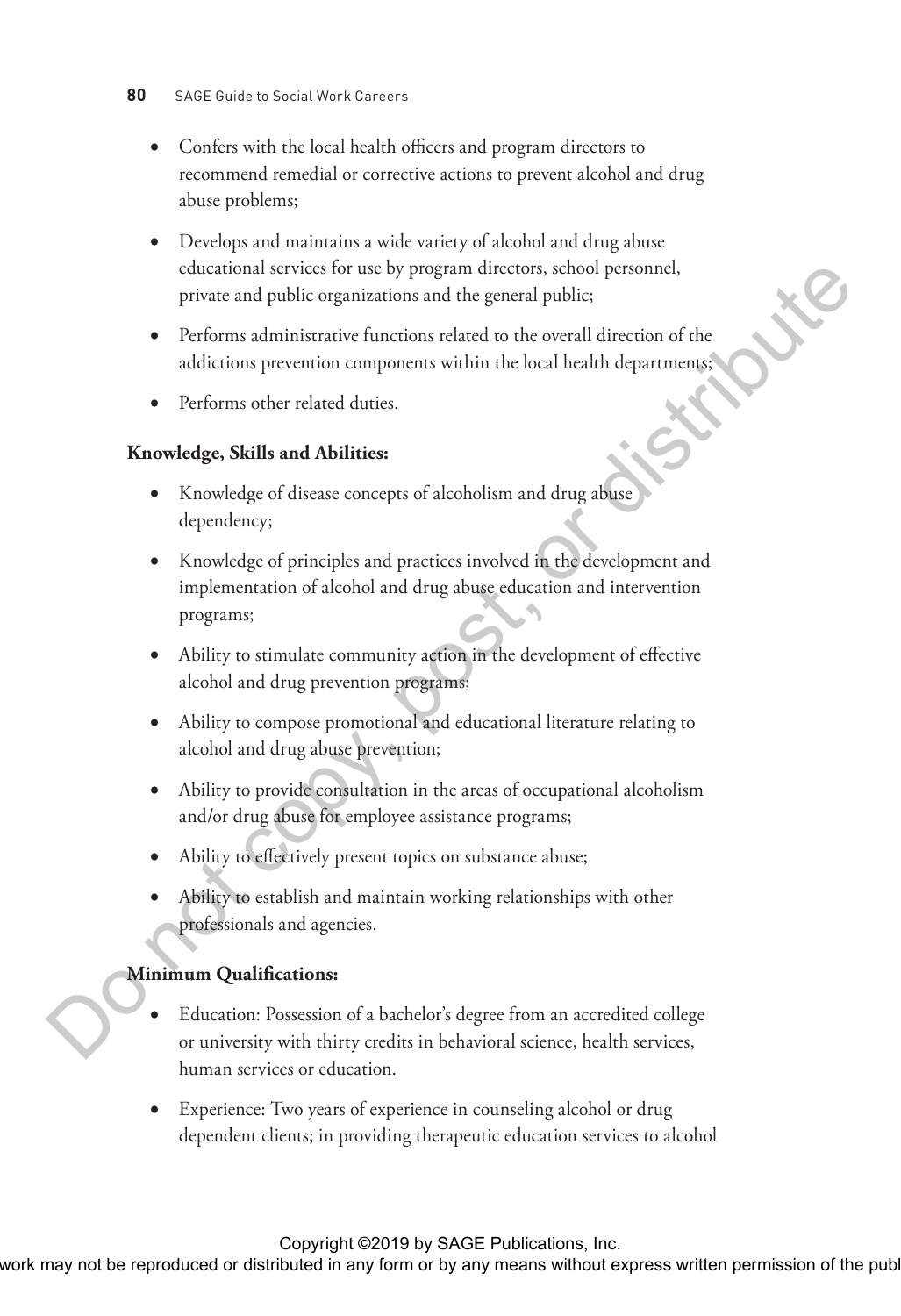- Confers with the local health officers and program directors to recommend remedial or corrective actions to prevent alcohol and drug abuse problems;
- Develops and maintains a wide variety of alcohol and drug abuse educational services for use by program directors, school personnel, private and public organizations and the general public;
- Performs administrative functions related to the overall direction of the addictions prevention components within the local health departments;
- Performs other related duties.

**Knowledge, Skills and Abilities:**

- Knowledge of disease concepts of alcoholism and drug abuse dependency;
- Knowledge of principles and practices involved in the development and implementation of alcohol and drug abuse education and intervention programs;
- Ability to stimulate community action in the development of effective alcohol and drug prevention programs;
- Ability to compose promotional and educational literature relating to alcohol and drug abuse prevention;
- Ability to provide consultation in the areas of occupational alcoholism and/or drug abuse for employee assistance programs;
- Ability to effectively present topics on substance abuse;
- Ability to establish and maintain working relationships with other professionals and agencies.

**Minimum Qualifications:**

- Education: Possession of a bachelor's degree from an accredited college or university with thirty credits in behavioral science, health services, human services or education.
- Experience: Two years of experience in counseling alcohol or drug dependent clients; in providing therapeutic education services to alcohol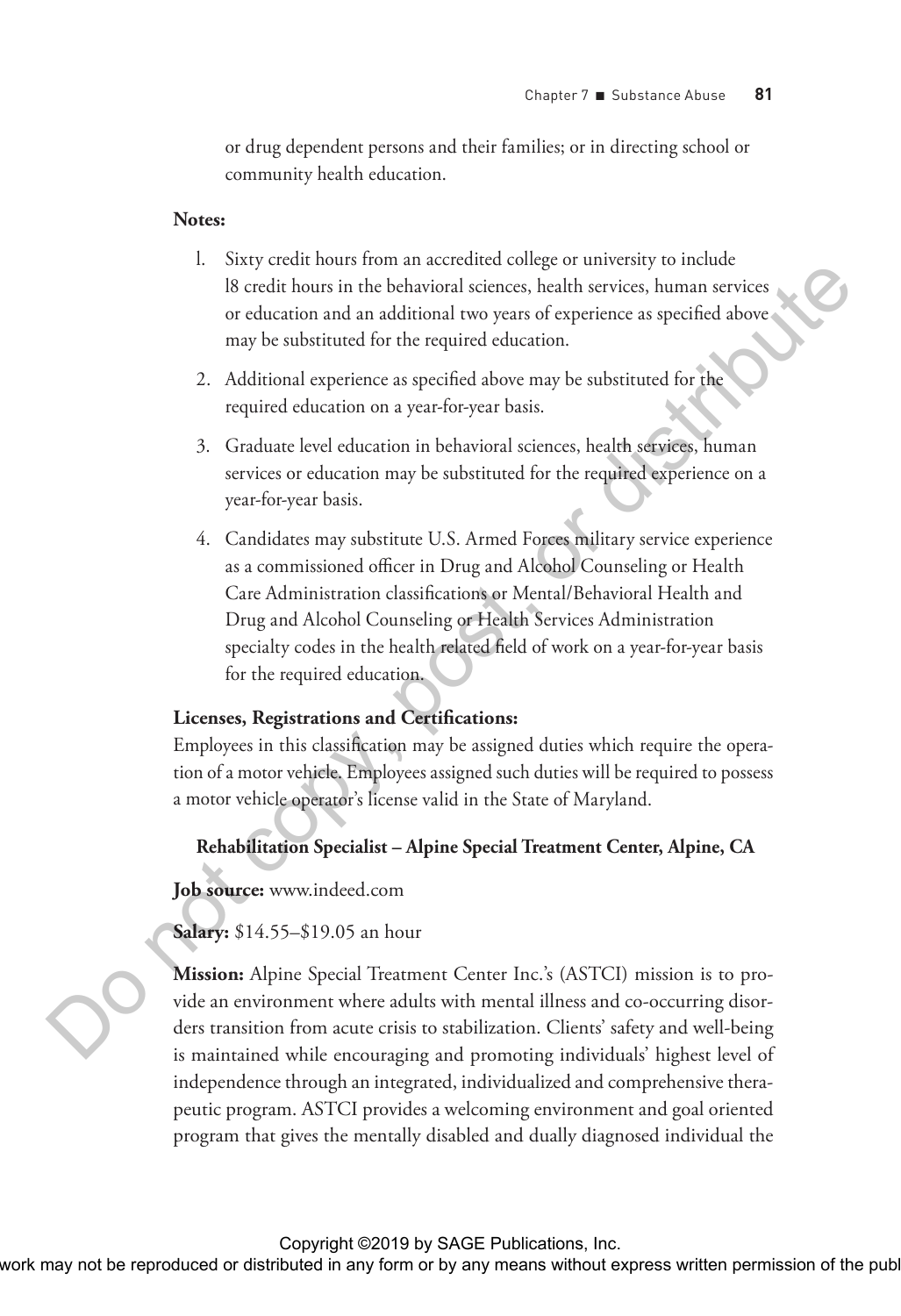or drug dependent persons and their families; or in directing school or community health education.

**Notes:**

1. Sixty credit hours from an accredited college or university to include 18 credit hours in the behavioral sciences, health services, human services or education and an additional two years of experience as specified above may be substituted for the required education.
2. Additional experience as specified above may be substituted for the required education on a year-for-year basis.
3. Graduate level education in behavioral sciences, health services, human services or education may be substituted for the required experience on a year-for-year basis.
4. Candidates may substitute U.S. Armed Forces military service experience as a commissioned officer in Drug and Alcohol Counseling or Health Care Administration classifications or Mental/Behavioral Health and Drug and Alcohol Counseling or Health Services Administration specialty codes in the health related field of work on a year-for-year basis for the required education.

**Licenses, Registrations and Certifications:**

Employees in this classification may be assigned duties which require the operation of a motor vehicle. Employees assigned such duties will be required to possess a motor vehicle operator's license valid in the State of Maryland.

**Rehabilitation Specialist – Alpine Special Treatment Center, Alpine, CA**

**Job source:** www.indeed.com

**Salary:** $14.55–$19.05 an hour

**Mission:** Alpine Special Treatment Center Inc.'s (ASTCI) mission is to provide an environment where adults with mental illness and co-occurring disorders transition from acute crisis to stabilization. Clients' safety and well-being is maintained while encouraging and promoting individuals' highest level of independence through an integrated, individualized and comprehensive therapeutic program. ASTCI provides a welcoming environment and goal oriented program that gives the mentally disabled and dually diagnosed individual the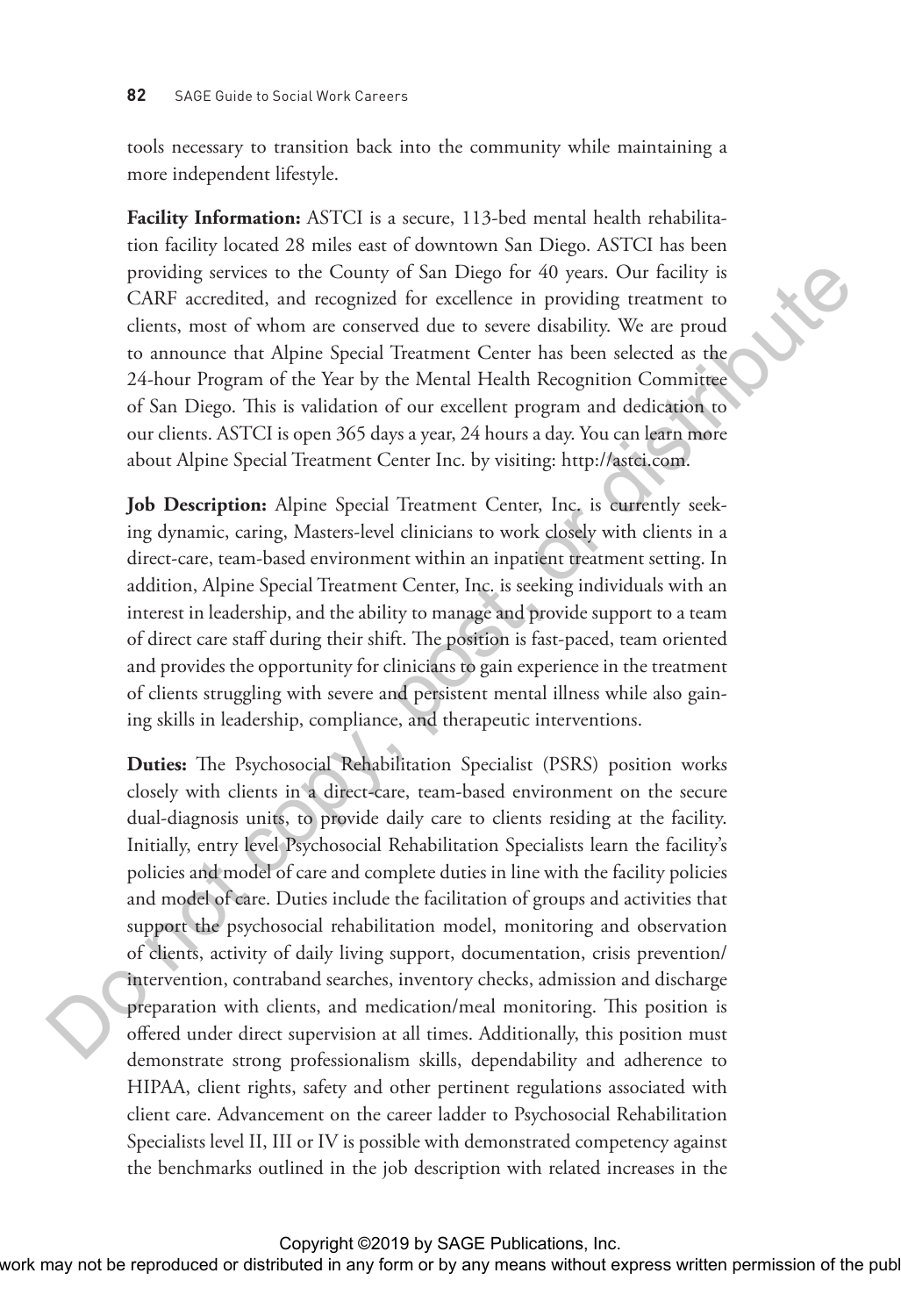tools necessary to transition back into the community while maintaining a more independent lifestyle.

**Facility Information:** ASTCI is a secure, 113-bed mental health rehabilitation facility located 28 miles east of downtown San Diego. ASTCI has been providing services to the County of San Diego for 40 years. Our facility is CARF accredited, and recognized for excellence in providing treatment to clients, most of whom are conserved due to severe disability. We are proud to announce that Alpine Special Treatment Center has been selected as the 24-hour Program of the Year by the Mental Health Recognition Committee of San Diego. This is validation of our excellent program and dedication to our clients. ASTCI is open 365 days a year, 24 hours a day. You can learn more about Alpine Special Treatment Center Inc. by visiting: http://astci.com.

**Job Description:** Alpine Special Treatment Center, Inc. is currently seeking dynamic, caring, Masters-level clinicians to work closely with clients in a direct-care, team-based environment within an inpatient treatment setting. In addition, Alpine Special Treatment Center, Inc. is seeking individuals with an interest in leadership, and the ability to manage and provide support to a team of direct care staff during their shift. The position is fast-paced, team oriented and provides the opportunity for clinicians to gain experience in the treatment of clients struggling with severe and persistent mental illness while also gaining skills in leadership, compliance, and therapeutic interventions.

**Duties:** The Psychosocial Rehabilitation Specialist (PSRS) position works closely with clients in a direct-care, team-based environment on the secure dual-diagnosis units, to provide daily care to clients residing at the facility. Initially, entry level Psychosocial Rehabilitation Specialists learn the facility's policies and model of care and complete duties in line with the facility policies and model of care. Duties include the facilitation of groups and activities that support the psychosocial rehabilitation model, monitoring and observation of clients, activity of daily living support, documentation, crisis prevention/intervention, contraband searches, inventory checks, admission and discharge preparation with clients, and medication/meal monitoring. This position is offered under direct supervision at all times. Additionally, this position must demonstrate strong professionalism skills, dependability and adherence to HIPAA, client rights, safety and other pertinent regulations associated with client care. Advancement on the career ladder to Psychosocial Rehabilitation Specialists level II, III or IV is possible with demonstrated competency against the benchmarks outlined in the job description with related increases in the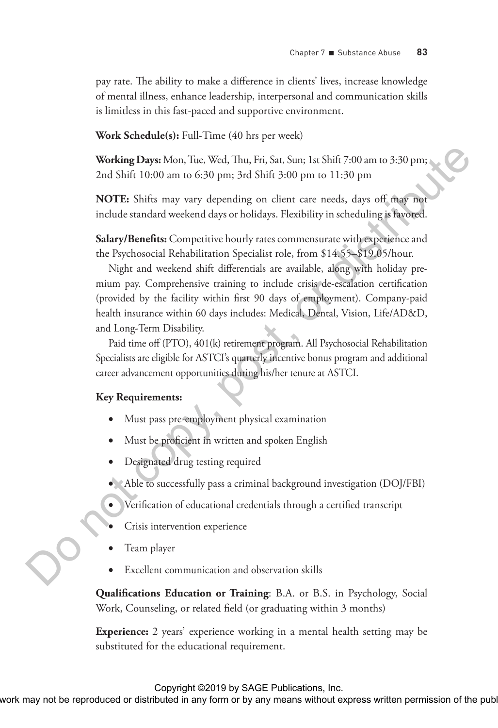pay rate. The ability to make a difference in clients' lives, increase knowledge of mental illness, enhance leadership, interpersonal and communication skills is limitless in this fast-paced and supportive environment.

**Work Schedule(s):** Full-Time (40 hrs per week)

**Working Days:** Mon, Tue, Wed, Thu, Fri, Sat, Sun; 1st Shift 7:00 am to 3:30 pm; 2nd Shift 10:00 am to 6:30 pm; 3rd Shift 3:00 pm to 11:30 pm

**NOTE:** Shifts may vary depending on client care needs, days off may not include standard weekend days or holidays. Flexibility in scheduling is favored.

**Salary/Benefits:** Competitive hourly rates commensurate with experience and the Psychosocial Rehabilitation Specialist role, from $14.55–$19.05/hour.

Night and weekend shift differentials are available, along with holiday premium pay. Comprehensive training to include crisis de-escalation certification (provided by the facility within first 90 days of employment). Company-paid health insurance within 60 days includes: Medical, Dental, Vision, Life/AD&D, and Long-Term Disability.

Paid time off (PTO), 401(k) retirement program. All Psychosocial Rehabilitation Specialists are eligible for ASTCI's quarterly incentive bonus program and additional career advancement opportunities during his/her tenure at ASTCI.

**Key Requirements:**

- Must pass pre-employment physical examination
- Must be proficient in written and spoken English
- Designated drug testing required
- Able to successfully pass a criminal background investigation (DOJ/FBI)
- Verification of educational credentials through a certified transcript
- Crisis intervention experience
- Team player
- Excellent communication and observation skills

**Qualifications Education or Training**: B.A. or B.S. in Psychology, Social Work, Counseling, or related field (or graduating within 3 months)

**Experience:** 2 years' experience working in a mental health setting may be substituted for the educational requirement.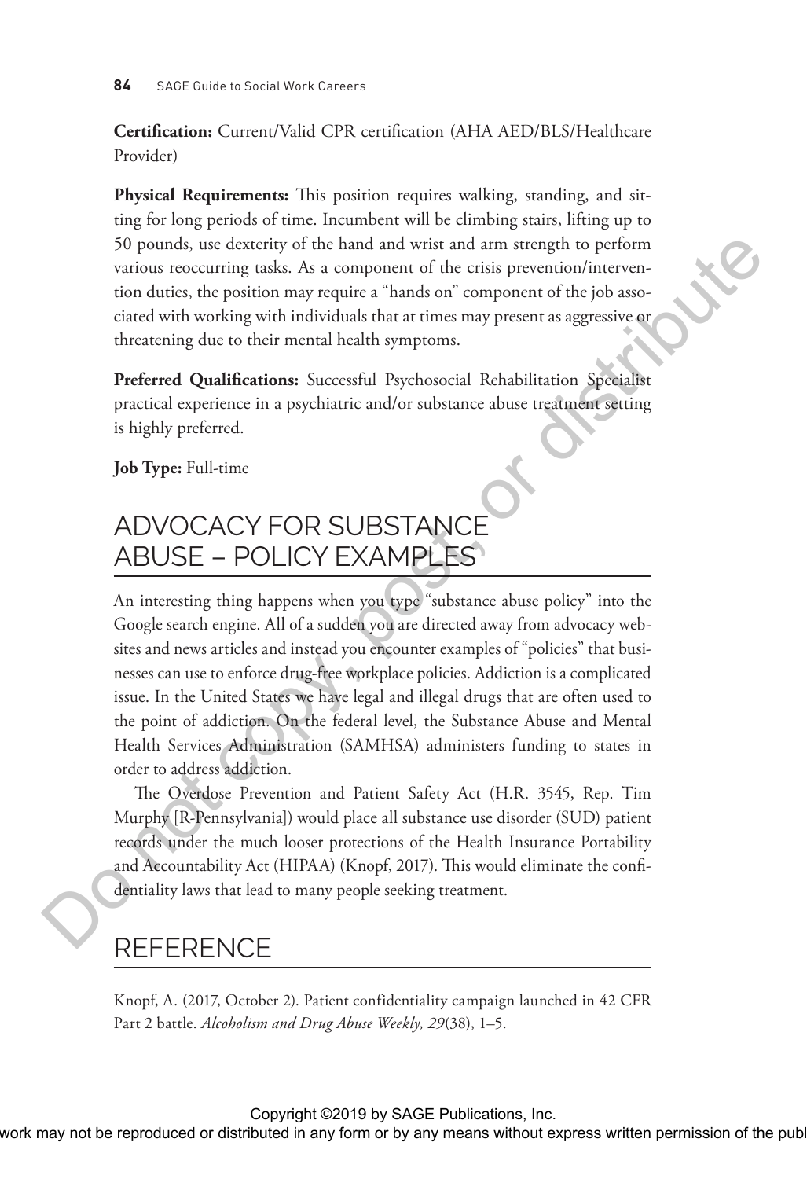**Certification:** Current/Valid CPR certification (AHA AED/BLS/Healthcare Provider)

**Physical Requirements:** This position requires walking, standing, and sitting for long periods of time. Incumbent will be climbing stairs, lifting up to 50 pounds, use dexterity of the hand and wrist and arm strength to perform various reoccurring tasks. As a component of the crisis prevention/intervention duties, the position may require a "hands on" component of the job associated with working with individuals that at times may present as aggressive or threatening due to their mental health symptoms.

**Preferred Qualifications:** Successful Psychosocial Rehabilitation Specialist practical experience in a psychiatric and/or substance abuse treatment setting is highly preferred.

**Job Type:** Full-time

## ADVOCACY FOR SUBSTANCE ABUSE – POLICY EXAMPLES

An interesting thing happens when you type "substance abuse policy" into the Google search engine. All of a sudden you are directed away from advocacy websites and news articles and instead you encounter examples of "policies" that businesses can use to enforce drug-free workplace policies. Addiction is a complicated issue. In the United States we have legal and illegal drugs that are often used to the point of addiction. On the federal level, the Substance Abuse and Mental Health Services Administration (SAMHSA) administers funding to states in order to address addiction.

The Overdose Prevention and Patient Safety Act (H.R. 3545, Rep. Tim Murphy [R-Pennsylvania]) would place all substance use disorder (SUD) patient records under the much looser protections of the Health Insurance Portability and Accountability Act (HIPAA) (Knopf, 2017). This would eliminate the confidentiality laws that lead to many people seeking treatment.

## REFERENCE

Knopf, A. (2017, October 2). Patient confidentiality campaign launched in 42 CFR Part 2 battle. *Alcoholism and Drug Abuse Weekly, 29*(38), 1–5.